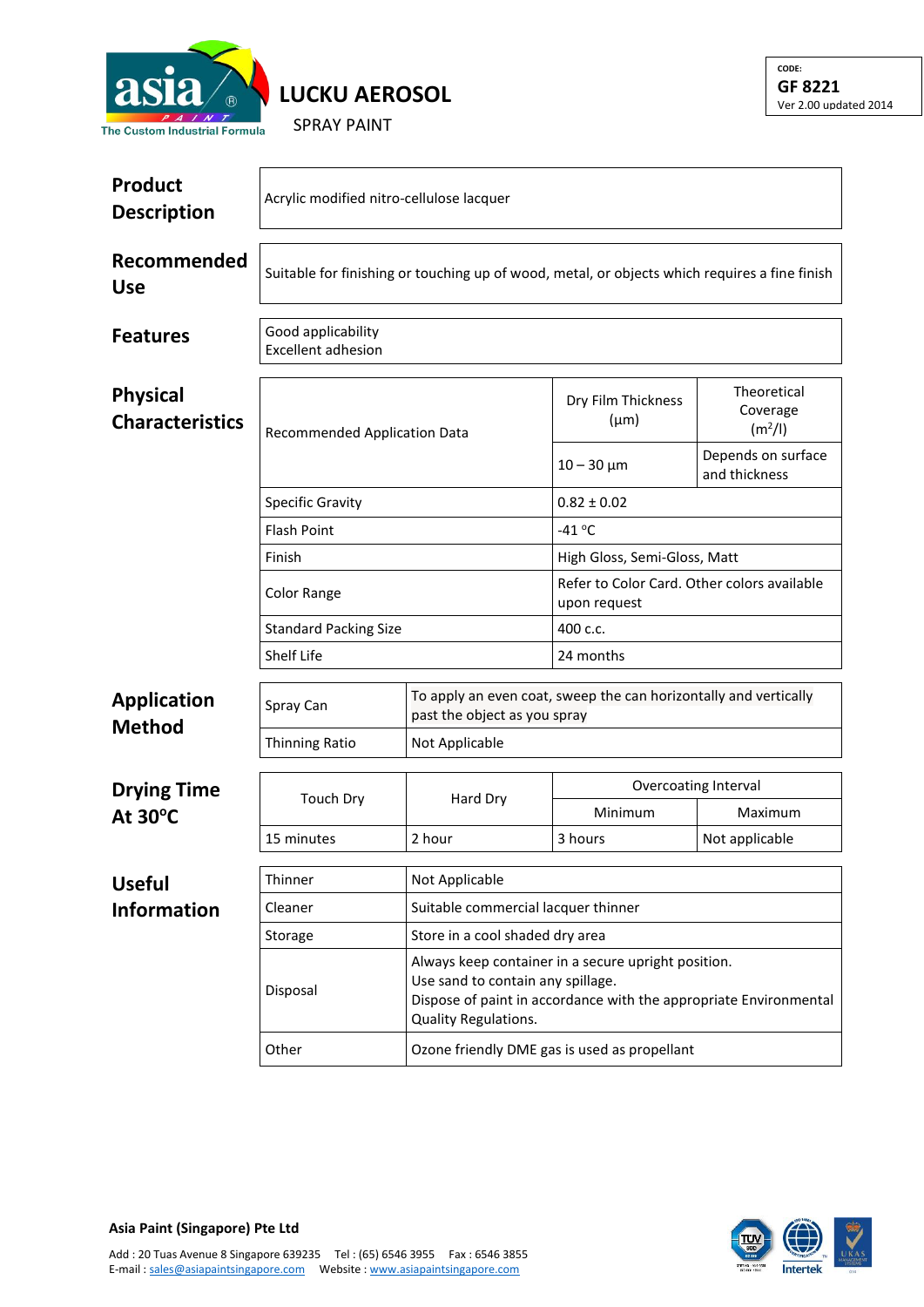asia PAINT
The Custom Industrial Formula

# LUCKU AEROSOL

SPRAY PAINT

CODE:
**GF 8221**
Ver 2.00 updated 2014

## Product Description

Acrylic modified nitro-cellulose lacquer

## Recommended Use

Suitable for finishing or touching up of wood, metal, or objects which requires a fine finish

## Features

Good applicability
Excellent adhesion

## Physical Characteristics

| | | |
|---|---|---|
| Recommended Application Data | Dry Film Thickness (µm) | Theoretical Coverage ($m^2$/l) |
| | 10 – 30 µm | Depends on surface and thickness |
| Specific Gravity | 0.82 ± 0.02 | |
| Flash Point | -41 °C | |
| Finish | High Gloss, Semi-Gloss, Matt | |
| Color Range | Refer to Color Card. Other colors available upon request | |
| Standard Packing Size | 400 c.c. | |
| Shelf Life | 24 months | |

## Application Method

| | |
|---|---|
| Spray Can | To apply an even coat, sweep the can horizontally and vertically past the object as you spray |
| Thinning Ratio | Not Applicable |

## Drying Time At 30°C

| Touch Dry | Hard Dry | Overcoating Interval | |
|---|---|---|---|
| | | Minimum | Maximum |
| 15 minutes | 2 hour | 3 hours | Not applicable |

## Useful Information

| | |
|---|---|
| Thinner | Not Applicable |
| Cleaner | Suitable commercial lacquer thinner |
| Storage | Store in a cool shaded dry area |
| Disposal | Always keep container in a secure upright position.<br>Use sand to contain any spillage.<br>Dispose of paint in accordance with the appropriate Environmental Quality Regulations. |
| Other | Ozone friendly DME gas is used as propellant |

**Asia Paint (Singapore) Pte Ltd**

Add : 20 Tuas Avenue 8 Singapore 639235 Tel : (65) 6546 3955 Fax : 6546 3855
E-mail : sales@asiapaintsingapore.com Website : www.asiapaintsingapore.com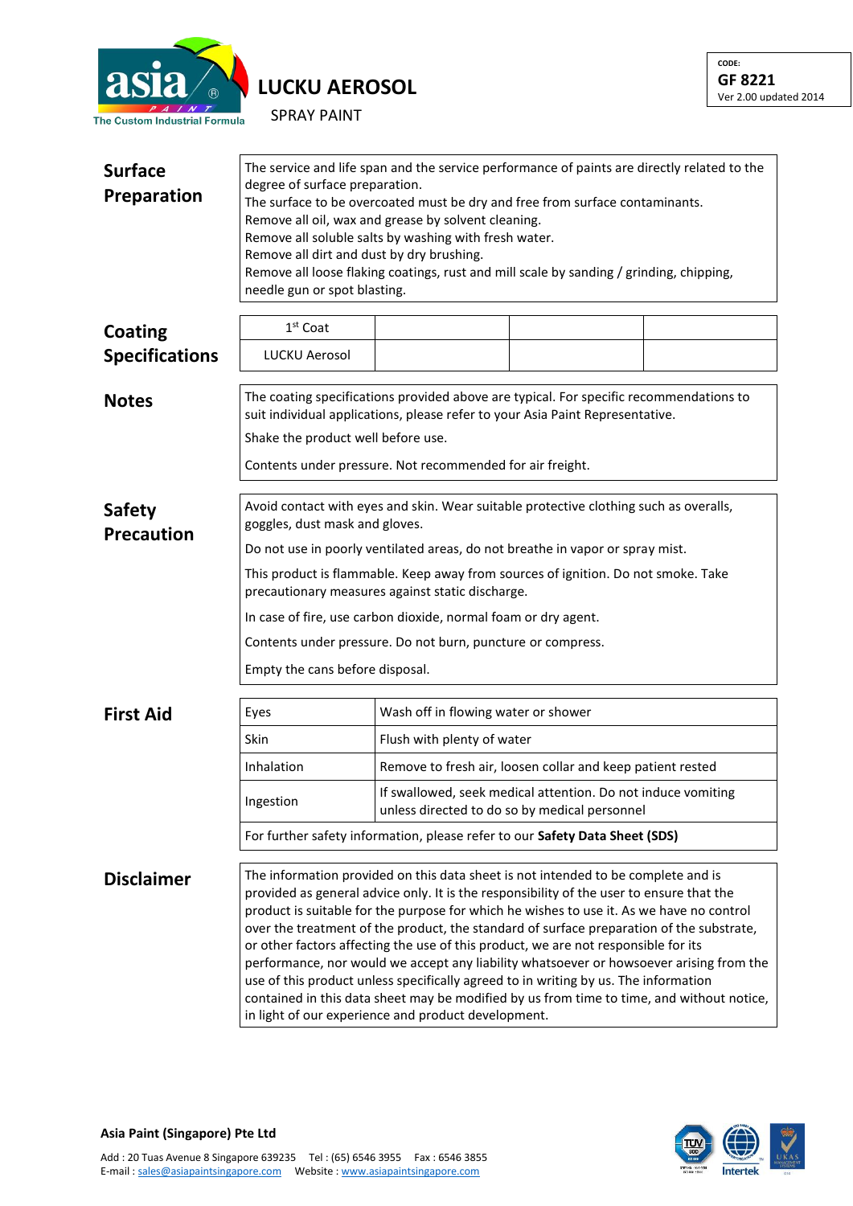LUCKU AEROSOL

SPRAY PAINT

CODE:
**GF 8221**
Ver 2.00 updated 2014

## Surface Preparation

The service and life span and the service performance of paints are directly related to the degree of surface preparation.
The surface to be overcoated must be dry and free from surface contaminants.
Remove all oil, wax and grease by solvent cleaning.
Remove all soluble salts by washing with fresh water.
Remove all dirt and dust by dry brushing.
Remove all loose flaking coatings, rust and mill scale by sanding / grinding, chipping, needle gun or spot blasting.

## Coating Specifications

| 1st Coat | | | |
|---|---|---|---|
| LUCKU Aerosol | | | |

## Notes

The coating specifications provided above are typical. For specific recommendations to suit individual applications, please refer to your Asia Paint Representative.

Shake the product well before use.

Contents under pressure. Not recommended for air freight.

## Safety Precaution

Avoid contact with eyes and skin. Wear suitable protective clothing such as overalls, goggles, dust mask and gloves.

Do not use in poorly ventilated areas, do not breathe in vapor or spray mist.

This product is flammable. Keep away from sources of ignition. Do not smoke. Take precautionary measures against static discharge.

In case of fire, use carbon dioxide, normal foam or dry agent.

Contents under pressure. Do not burn, puncture or compress.

Empty the cans before disposal.

## First Aid

| | |
|---|---|
| Eyes | Wash off in flowing water or shower |
| Skin | Flush with plenty of water |
| Inhalation | Remove to fresh air, loosen collar and keep patient rested |
| Ingestion | If swallowed, seek medical attention. Do not induce vomiting unless directed to do so by medical personnel |

For further safety information, please refer to our **Safety Data Sheet (SDS)**

## Disclaimer

The information provided on this data sheet is not intended to be complete and is provided as general advice only. It is the responsibility of the user to ensure that the product is suitable for the purpose for which he wishes to use it. As we have no control over the treatment of the product, the standard of surface preparation of the substrate, or other factors affecting the use of this product, we are not responsible for its performance, nor would we accept any liability whatsoever or howsoever arising from the use of this product unless specifically agreed to in writing by us. The information contained in this data sheet may be modified by us from time to time, and without notice, in light of our experience and product development.

**Asia Paint (Singapore) Pte Ltd**

Add : 20 Tuas Avenue 8 Singapore 639235 Tel : (65) 6546 3955 Fax : 6546 3855
E-mail : sales@asiapaintsingapore.com Website : www.asiapaintsingapore.com